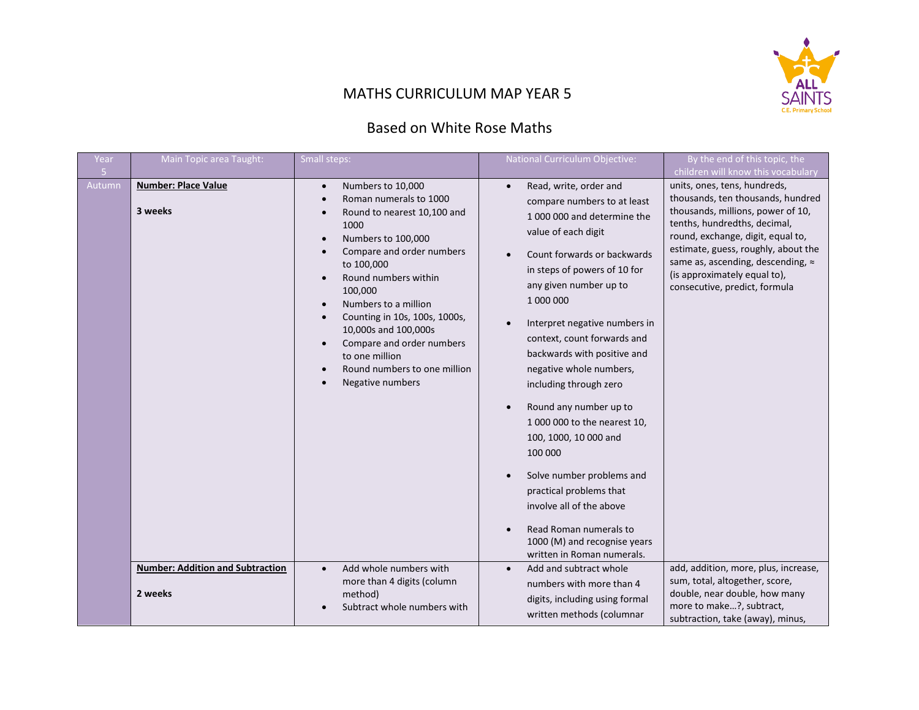# MATHS CURRICULUM MAP YEAR 5

## Based on White Rose Maths

| Year 5 | Main Topic area Taught: | Small steps: | National Curriculum Objective: | By the end of this topic, the children will know this vocabulary |
|---|---|---|---|---|
| Autumn | **Number: Place Value**<br><br>**3 weeks** | • Numbers to 10,000<br>• Roman numerals to 1000<br>• Round to nearest 10,100 and 1000<br>• Numbers to 100,000<br>• Compare and order numbers to 100,000<br>• Round numbers within 100,000<br>• Numbers to a million<br>• Counting in 10s, 100s, 1000s, 10,000s and 100,000s<br>• Compare and order numbers to one million<br>• Round numbers to one million<br>• Negative numbers | • Read, write, order and compare numbers to at least 1 000 000 and determine the value of each digit<br>• Count forwards or backwards in steps of powers of 10 for any given number up to 1 000 000<br>• Interpret negative numbers in context, count forwards and backwards with positive and negative whole numbers, including through zero<br>• Round any number up to 1 000 000 to the nearest 10, 100, 1000, 10 000 and 100 000<br>• Solve number problems and practical problems that involve all of the above<br>• Read Roman numerals to 1000 (M) and recognise years written in Roman numerals. | units, ones, tens, hundreds, thousands, ten thousands, hundred thousands, millions, power of 10, tenths, hundredths, decimal, round, exchange, digit, equal to, estimate, guess, roughly, about the same as, ascending, descending, ≈ (is approximately equal to), consecutive, predict, formula |
| | **Number: Addition and Subtraction**<br><br>**2 weeks** | • Add whole numbers with more than 4 digits (column method)<br>• Subtract whole numbers with | • Add and subtract whole numbers with more than 4 digits, including using formal written methods (columnar | add, addition, more, plus, increase, sum, total, altogether, score, double, near double, how many more to make…?, subtract, subtraction, take (away), minus, |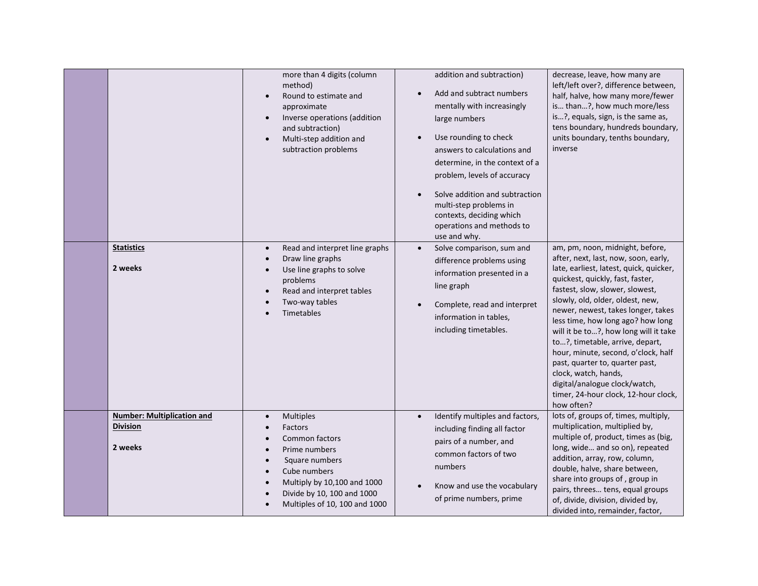|  |  |  |  |  |
|---|---|---|---|---|
|  |  | • more than 4 digits (column method)<br>• Round to estimate and approximate<br>• Inverse operations (addition and subtraction)<br>• Multi-step addition and subtraction problems | addition and subtraction)<br>• Add and subtract numbers mentally with increasingly large numbers<br>• Use rounding to check answers to calculations and determine, in the context of a problem, levels of accuracy<br>• Solve addition and subtraction multi-step problems in contexts, deciding which operations and methods to use and why. | decrease, leave, how many are left/left over?, difference between, half, halve, how many more/fewer is… than…?, how much more/less is…?, equals, sign, is the same as, tens boundary, hundreds boundary, units boundary, tenths boundary, inverse |
|  | **Statistics**<br><br>**2 weeks** | • Read and interpret line graphs<br>• Draw line graphs<br>• Use line graphs to solve problems<br>• Read and interpret tables<br>• Two-way tables<br>• Timetables | • Solve comparison, sum and difference problems using information presented in a line graph<br>• Complete, read and interpret information in tables, including timetables. | am, pm, noon, midnight, before, after, next, last, now, soon, early, late, earliest, latest, quick, quicker, quickest, quickly, fast, faster, fastest, slow, slower, slowest, slowly, old, older, oldest, new, newer, newest, takes longer, takes less time, how long ago? how long will it be to…?, how long will it take to…?, timetable, arrive, depart, hour, minute, second, o'clock, half past, quarter to, quarter past, clock, watch, hands, digital/analogue clock/watch, timer, 24-hour clock, 12-hour clock, how often? |
|  | **Number: Multiplication and Division**<br><br>**2 weeks** | • Multiples<br>• Factors<br>• Common factors<br>• Prime numbers<br>• Square numbers<br>• Cube numbers<br>• Multiply by 10,100 and 1000<br>• Divide by 10, 100 and 1000<br>• Multiples of 10, 100 and 1000 | • Identify multiples and factors, including finding all factor pairs of a number, and common factors of two numbers<br>• Know and use the vocabulary of prime numbers, prime | lots of, groups of, times, multiply, multiplication, multiplied by, multiple of, product, times as (big, long, wide… and so on), repeated addition, array, row, column, double, halve, share between, share into groups of , group in pairs, threes… tens, equal groups of, divide, division, divided by, divided into, remainder, factor, |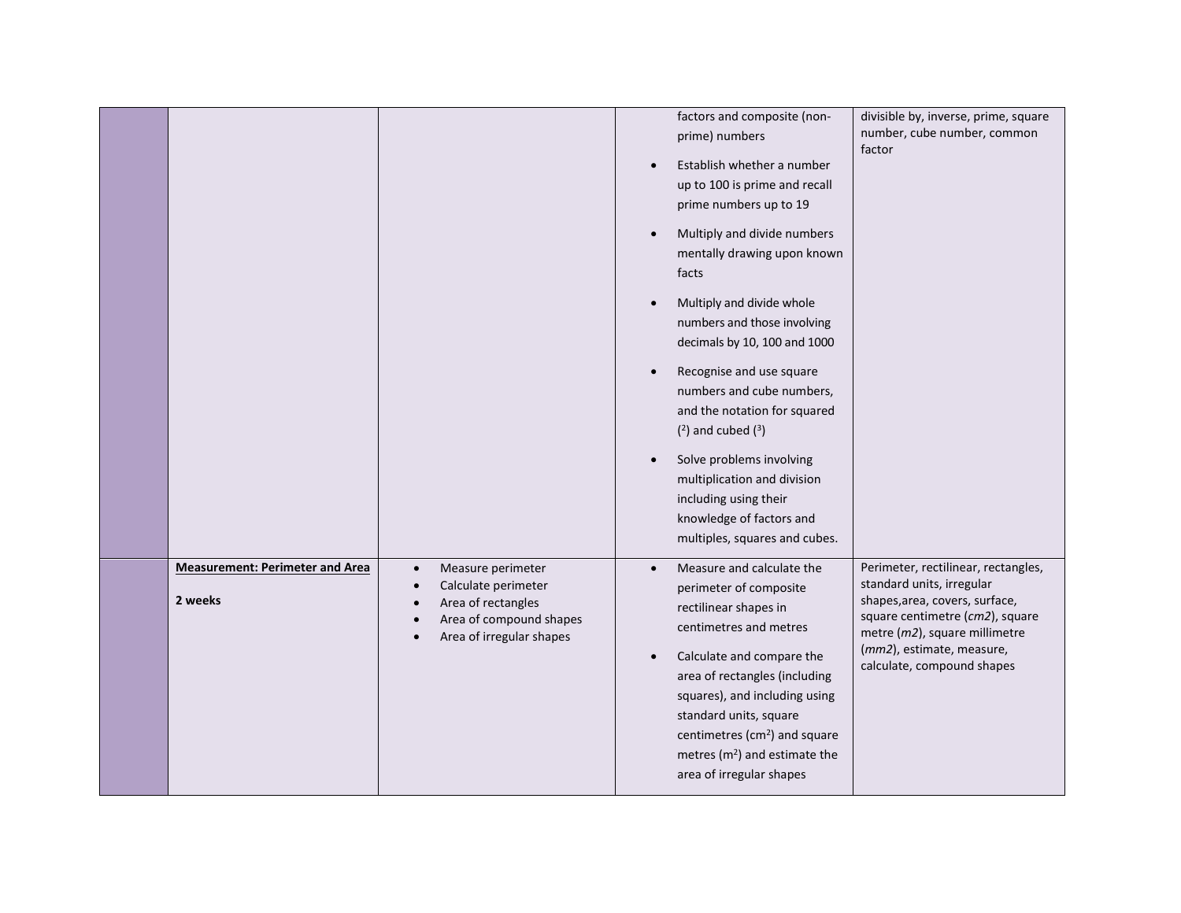| | | | | |
|---|---|---|---|---|
| | | | factors and composite (non-prime) numbers<br>• Establish whether a number up to 100 is prime and recall prime numbers up to 19<br>• Multiply and divide numbers mentally drawing upon known facts<br>• Multiply and divide whole numbers and those involving decimals by 10, 100 and 1000<br>• Recognise and use square numbers and cube numbers, and the notation for squared ($^2$) and cubed ($^3$)<br>• Solve problems involving multiplication and division including using their knowledge of factors and multiples, squares and cubes. | divisible by, inverse, prime, square number, cube number, common factor |
| | **Measurement: Perimeter and Area**<br><br>**2 weeks** | • Measure perimeter<br>• Calculate perimeter<br>• Area of rectangles<br>• Area of compound shapes<br>• Area of irregular shapes | • Measure and calculate the perimeter of composite rectilinear shapes in centimetres and metres<br>• Calculate and compare the area of rectangles (including squares), and including using standard units, square centimetres ($cm^2$) and square metres ($m^2$) and estimate the area of irregular shapes | Perimeter, rectilinear, rectangles, standard units, irregular shapes,area, covers, surface, square centimetre (*cm2*), square metre (*m2*), square millimetre (*mm2*), estimate, measure, calculate, compound shapes |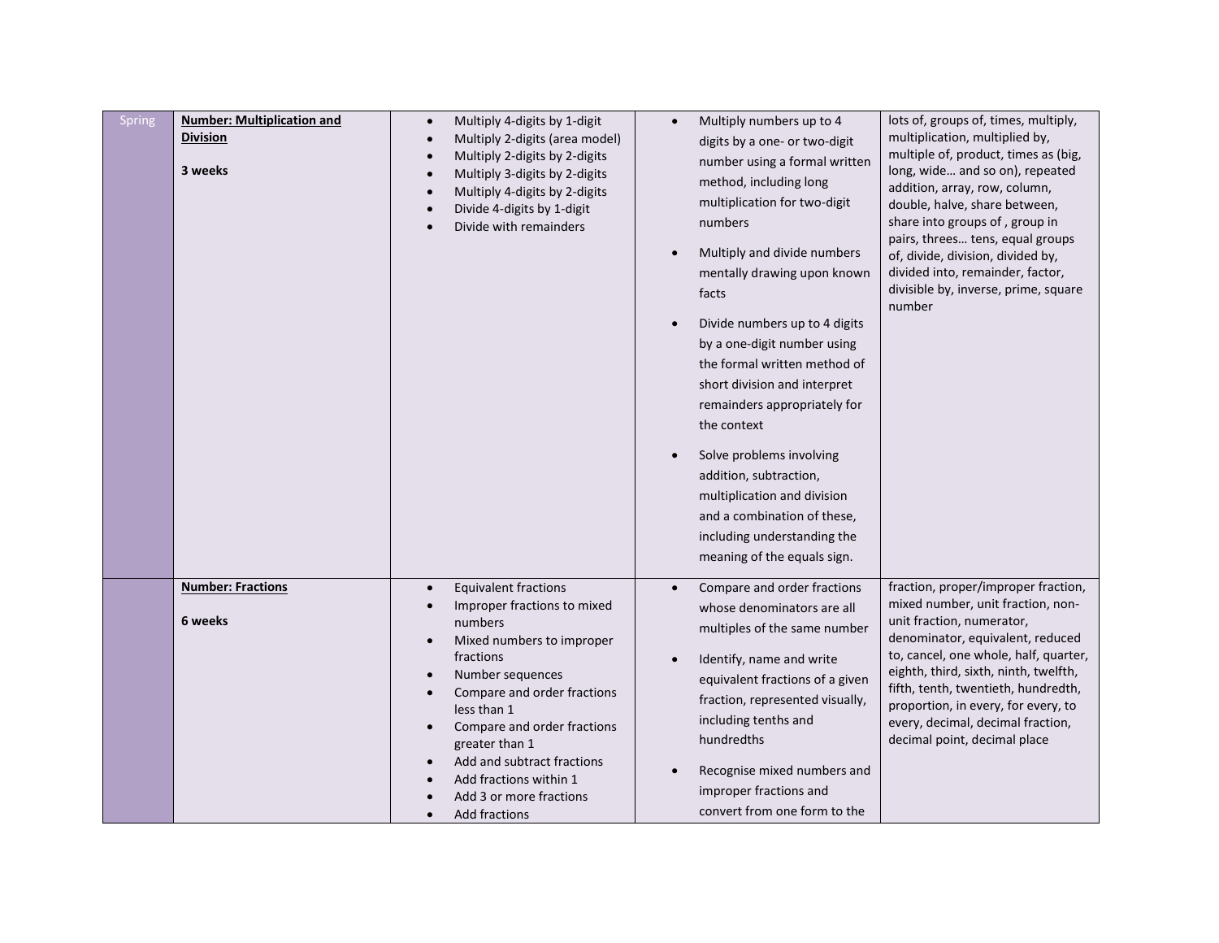| Spring | **Number: Multiplication and Division**<br><br>**3 weeks** | • Multiply 4-digits by 1-digit<br>• Multiply 2-digits (area model)<br>• Multiply 2-digits by 2-digits<br>• Multiply 3-digits by 2-digits<br>• Multiply 4-digits by 2-digits<br>• Divide 4-digits by 1-digit<br>• Divide with remainders | • Multiply numbers up to 4 digits by a one- or two-digit number using a formal written method, including long multiplication for two-digit numbers<br>• Multiply and divide numbers mentally drawing upon known facts<br>• Divide numbers up to 4 digits by a one-digit number using the formal written method of short division and interpret remainders appropriately for the context<br>• Solve problems involving addition, subtraction, multiplication and division and a combination of these, including understanding the meaning of the equals sign. | lots of, groups of, times, multiply, multiplication, multiplied by, multiple of, product, times as (big, long, wide… and so on), repeated addition, array, row, column, double, halve, share between, share into groups of , group in pairs, threes… tens, equal groups of, divide, division, divided by, divided into, remainder, factor, divisible by, inverse, prime, square number |
|---|---|---|---|---|
| | **Number: Fractions**<br><br>**6 weeks** | • Equivalent fractions<br>• Improper fractions to mixed numbers<br>• Mixed numbers to improper fractions<br>• Number sequences<br>• Compare and order fractions less than 1<br>• Compare and order fractions greater than 1<br>• Add and subtract fractions<br>• Add fractions within 1<br>• Add 3 or more fractions<br>• Add fractions | • Compare and order fractions whose denominators are all multiples of the same number<br>• Identify, name and write equivalent fractions of a given fraction, represented visually, including tenths and hundredths<br>• Recognise mixed numbers and improper fractions and convert from one form to the | fraction, proper/improper fraction, mixed number, unit fraction, non-unit fraction, numerator, denominator, equivalent, reduced to, cancel, one whole, half, quarter, eighth, third, sixth, ninth, twelfth, fifth, tenth, twentieth, hundredth, proportion, in every, for every, to every, decimal, decimal fraction, decimal point, decimal place |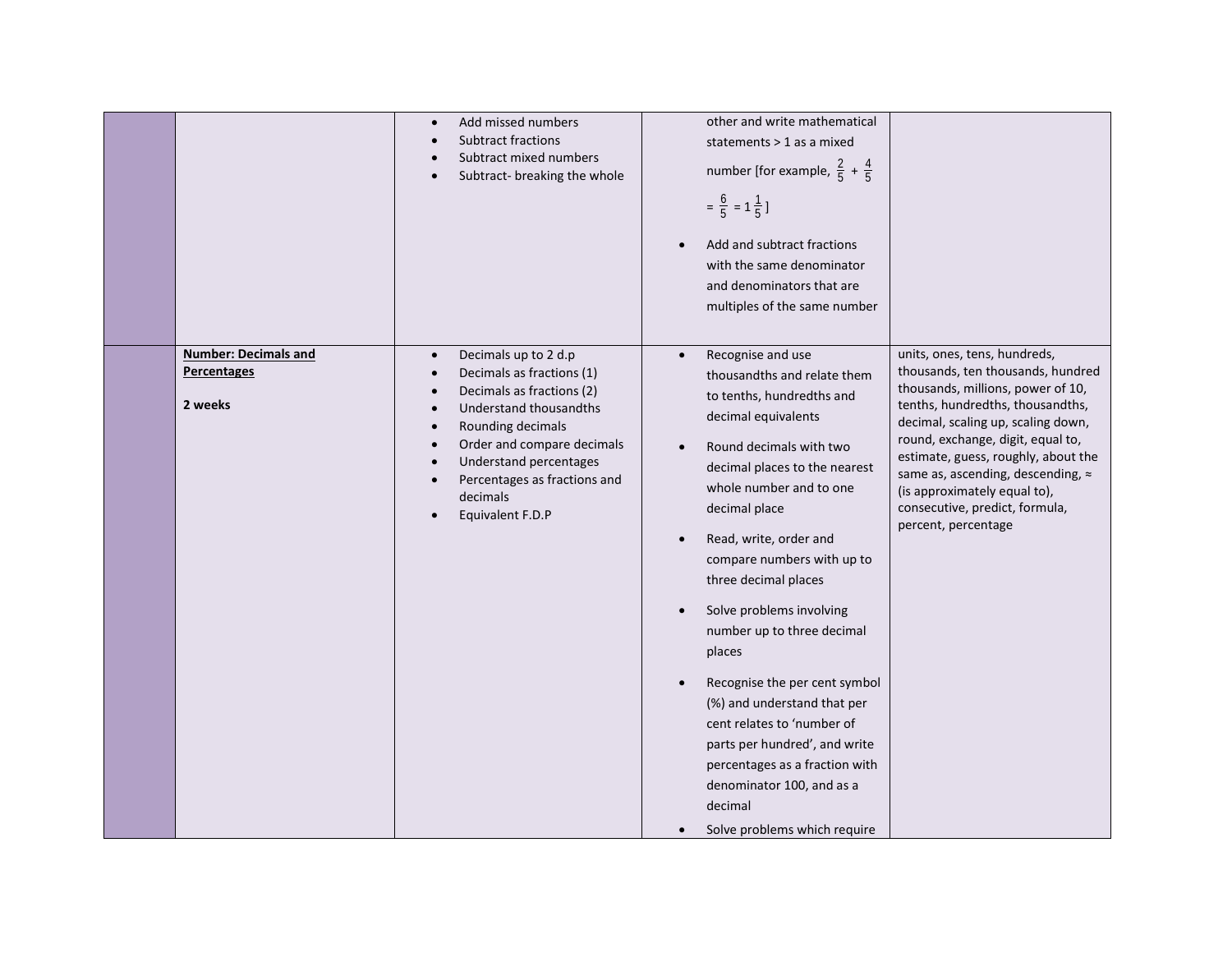| | | | | |
|---|---|---|---|---|
| | | • Add missed numbers<br>• Subtract fractions<br>• Subtract mixed numbers<br>• Subtract- breaking the whole | other and write mathematical statements > 1 as a mixed number [for example, $\frac{2}{5} + \frac{4}{5} = \frac{6}{5} = 1\frac{1}{5}$]<br>• Add and subtract fractions with the same denominator and denominators that are multiples of the same number | |
| | **Number: Decimals and Percentages**<br><br>**2 weeks** | • Decimals up to 2 d.p<br>• Decimals as fractions (1)<br>• Decimals as fractions (2)<br>• Understand thousandths<br>• Rounding decimals<br>• Order and compare decimals<br>• Understand percentages<br>• Percentages as fractions and decimals<br>• Equivalent F.D.P | • Recognise and use thousandths and relate them to tenths, hundredths and decimal equivalents<br>• Round decimals with two decimal places to the nearest whole number and to one decimal place<br>• Read, write, order and compare numbers with up to three decimal places<br>• Solve problems involving number up to three decimal places<br>• Recognise the per cent symbol (%) and understand that per cent relates to 'number of parts per hundred', and write percentages as a fraction with denominator 100, and as a decimal<br>• Solve problems which require | units, ones, tens, hundreds, thousands, ten thousands, hundred thousands, millions, power of 10, tenths, hundredths, thousandths, decimal, scaling up, scaling down, round, exchange, digit, equal to, estimate, guess, roughly, about the same as, ascending, descending, ≈ (is approximately equal to), consecutive, predict, formula, percent, percentage |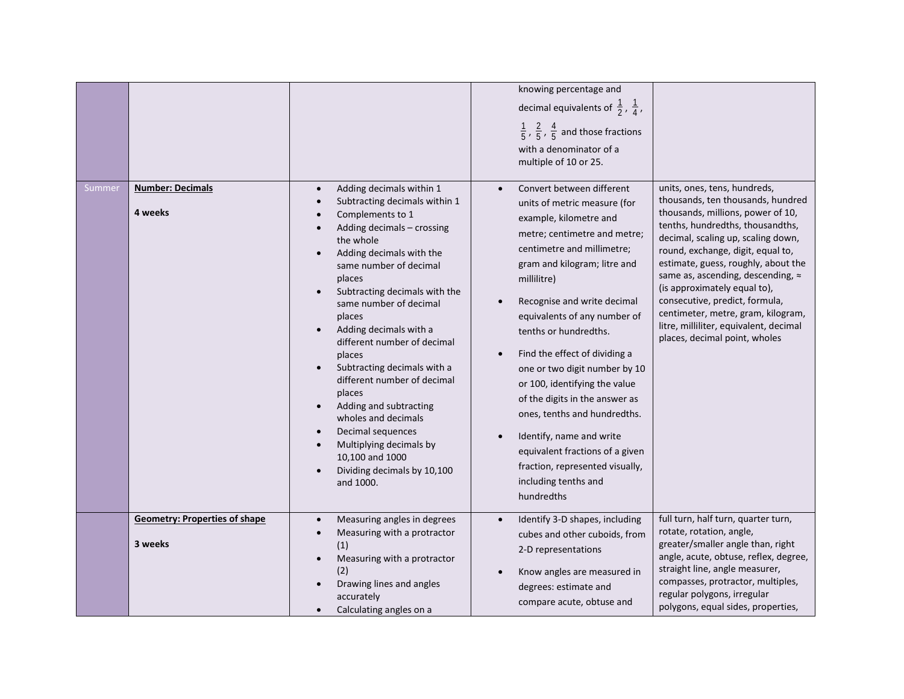| | | | | |
|---|---|---|---|---|
| | | | knowing percentage and decimal equivalents of $\frac{1}{2}$, $\frac{1}{4}$, $\frac{1}{5}$, $\frac{2}{5}$, $\frac{4}{5}$ and those fractions with a denominator of a multiple of 10 or 25. | |
| Summer | **Number: Decimals**<br><br>**4 weeks** | • Adding decimals within 1<br>• Subtracting decimals within 1<br>• Complements to 1<br>• Adding decimals – crossing the whole<br>• Adding decimals with the same number of decimal places<br>• Subtracting decimals with the same number of decimal places<br>• Adding decimals with a different number of decimal places<br>• Subtracting decimals with a different number of decimal places<br>• Adding and subtracting wholes and decimals<br>• Decimal sequences<br>• Multiplying decimals by 10,100 and 1000<br>• Dividing decimals by 10,100 and 1000. | • Convert between different units of metric measure (for example, kilometre and metre; centimetre and metre; centimetre and millimetre; gram and kilogram; litre and millilitre)<br><br>• Recognise and write decimal equivalents of any number of tenths or hundredths.<br><br>• Find the effect of dividing a one or two digit number by 10 or 100, identifying the value of the digits in the answer as ones, tenths and hundredths.<br><br>• Identify, name and write equivalent fractions of a given fraction, represented visually, including tenths and hundredths | units, ones, tens, hundreds, thousands, ten thousands, hundred thousands, millions, power of 10, tenths, hundredths, thousandths, decimal, scaling up, scaling down, round, exchange, digit, equal to, estimate, guess, roughly, about the same as, ascending, descending, ≈ (is approximately equal to), consecutive, predict, formula, centimeter, metre, gram, kilogram, litre, milliliter, equivalent, decimal places, decimal point, wholes |
| | **Geometry: Properties of shape**<br><br>**3 weeks** | • Measuring angles in degrees<br>• Measuring with a protractor (1)<br>• Measuring with a protractor (2)<br>• Drawing lines and angles accurately<br>• Calculating angles on a | • Identify 3-D shapes, including cubes and other cuboids, from 2-D representations<br><br>• Know angles are measured in degrees: estimate and compare acute, obtuse and | full turn, half turn, quarter turn, rotate, rotation, angle, greater/smaller angle than, right angle, acute, obtuse, reflex, degree, straight line, angle measurer, compasses, protractor, multiples, regular polygons, irregular polygons, equal sides, properties, |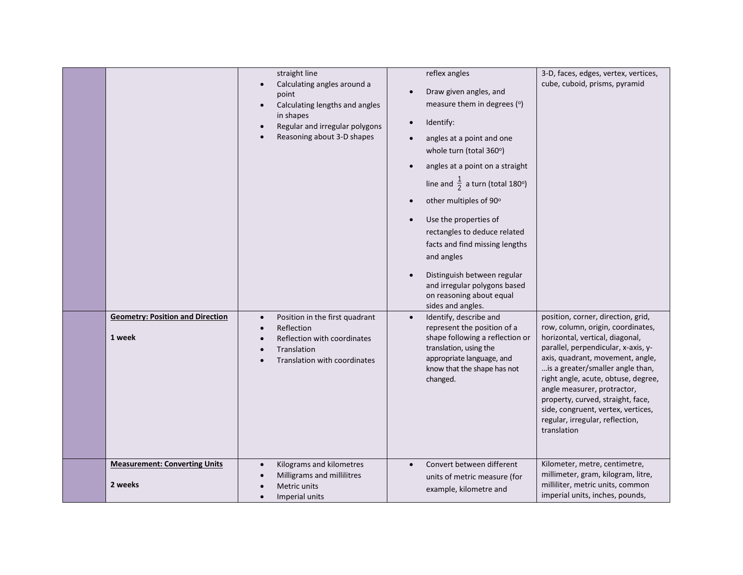|  |  |  |  |  |
|---|---|---|---|---|
|  |  | • straight line<br>• Calculating angles around a point<br>• Calculating lengths and angles in shapes<br>• Regular and irregular polygons<br>• Reasoning about 3-D shapes | reflex angles<br>• Draw given angles, and measure them in degrees (°)<br>• Identify:<br>• angles at a point and one whole turn (total 360°)<br>• angles at a point on a straight line and $\frac{1}{2}$ a turn (total 180°)<br>• other multiples of 90°<br>• Use the properties of rectangles to deduce related facts and find missing lengths and angles<br>• Distinguish between regular and irregular polygons based on reasoning about equal sides and angles. | 3-D, faces, edges, vertex, vertices, cube, cuboid, prisms, pyramid |
|  | **Geometry: Position and Direction**<br><br>**1 week** | • Position in the first quadrant<br>• Reflection<br>• Reflection with coordinates<br>• Translation<br>• Translation with coordinates | • Identify, describe and represent the position of a shape following a reflection or translation, using the appropriate language, and know that the shape has not changed. | position, corner, direction, grid, row, column, origin, coordinates, horizontal, vertical, diagonal, parallel, perpendicular, x-axis, y-axis, quadrant, movement, angle, …is a greater/smaller angle than, right angle, acute, obtuse, degree, angle measurer, protractor, property, curved, straight, face, side, congruent, vertex, vertices, regular, irregular, reflection, translation |
|  | **Measurement: Converting Units**<br><br>**2 weeks** | • Kilograms and kilometres<br>• Milligrams and millilitres<br>• Metric units<br>• Imperial units | • Convert between different units of metric measure (for example, kilometre and | Kilometer, metre, centimetre, millimeter, gram, kilogram, litre, milliliter, metric units, common imperial units, inches, pounds, |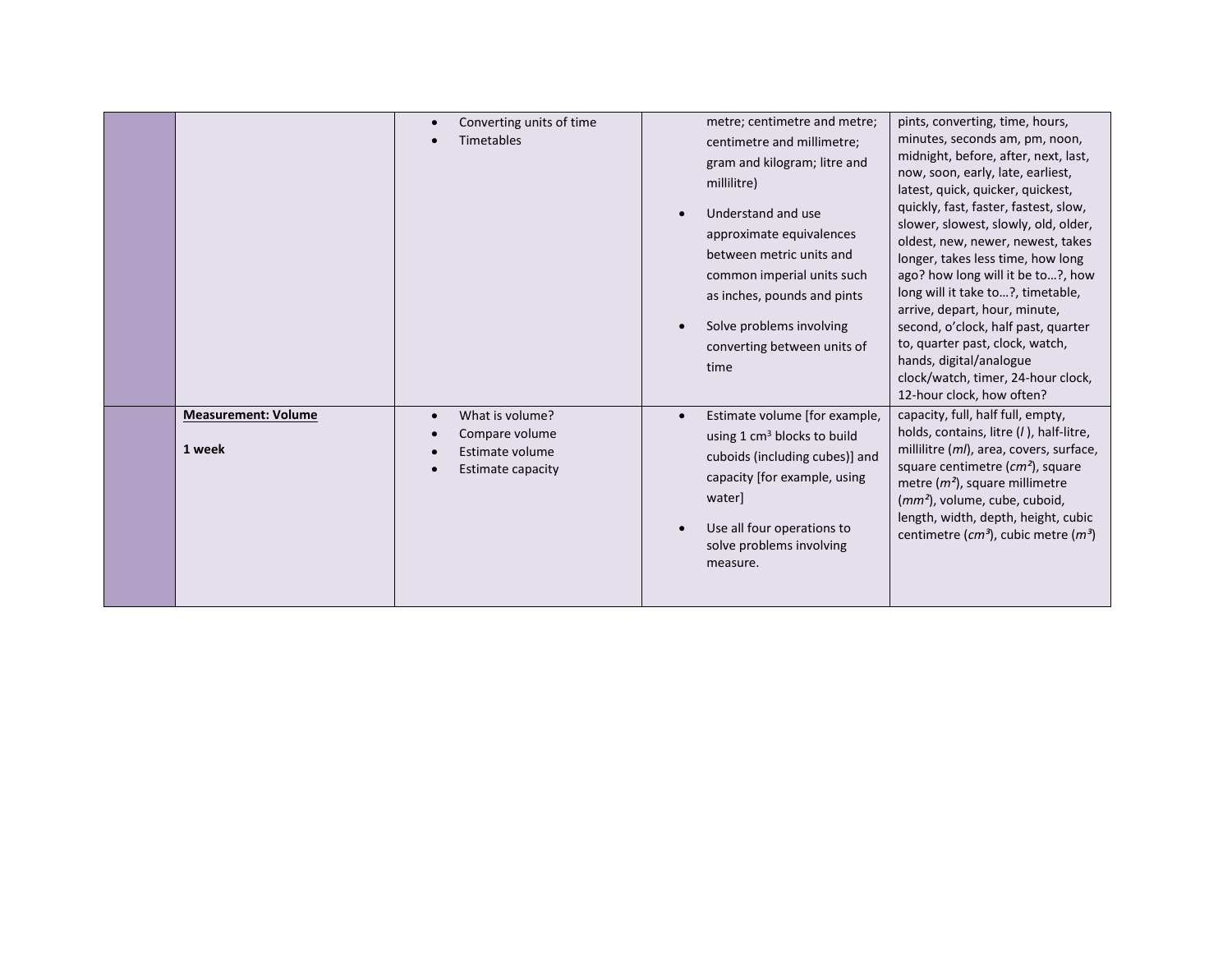| | | | | |
|---|---|---|---|---|
| | | • Converting units of time<br>• Timetables | metre; centimetre and metre; centimetre and millimetre; gram and kilogram; litre and millilitre)<br>• Understand and use approximate equivalences between metric units and common imperial units such as inches, pounds and pints<br>• Solve problems involving converting between units of time | pints, converting, time, hours, minutes, seconds am, pm, noon, midnight, before, after, next, last, now, soon, early, late, earliest, latest, quick, quicker, quickest, quickly, fast, faster, fastest, slow, slower, slowest, slowly, old, older, oldest, new, newer, newest, takes longer, takes less time, how long ago? how long will it be to…?, how long will it take to…?, timetable, arrive, depart, hour, minute, second, o'clock, half past, quarter to, quarter past, clock, watch, hands, digital/analogue clock/watch, timer, 24-hour clock, 12-hour clock, how often? |
| | **<u>Measurement: Volume</u>**<br><br>**1 week** | • What is volume?<br>• Compare volume<br>• Estimate volume<br>• Estimate capacity | • Estimate volume [for example, using 1 $cm^3$ blocks to build cuboids (including cubes)] and capacity [for example, using water]<br>• Use all four operations to solve problems involving measure. | capacity, full, half full, empty, holds, contains, litre (*l* ), half-litre, millilitre (*ml*), area, covers, surface, square centimetre (*$cm^2$*), square metre (*$m^2$*), square millimetre (*$mm^2$*), volume, cube, cuboid, length, width, depth, height, cubic centimetre (*$cm^3$*), cubic metre (*$m^3$*) |